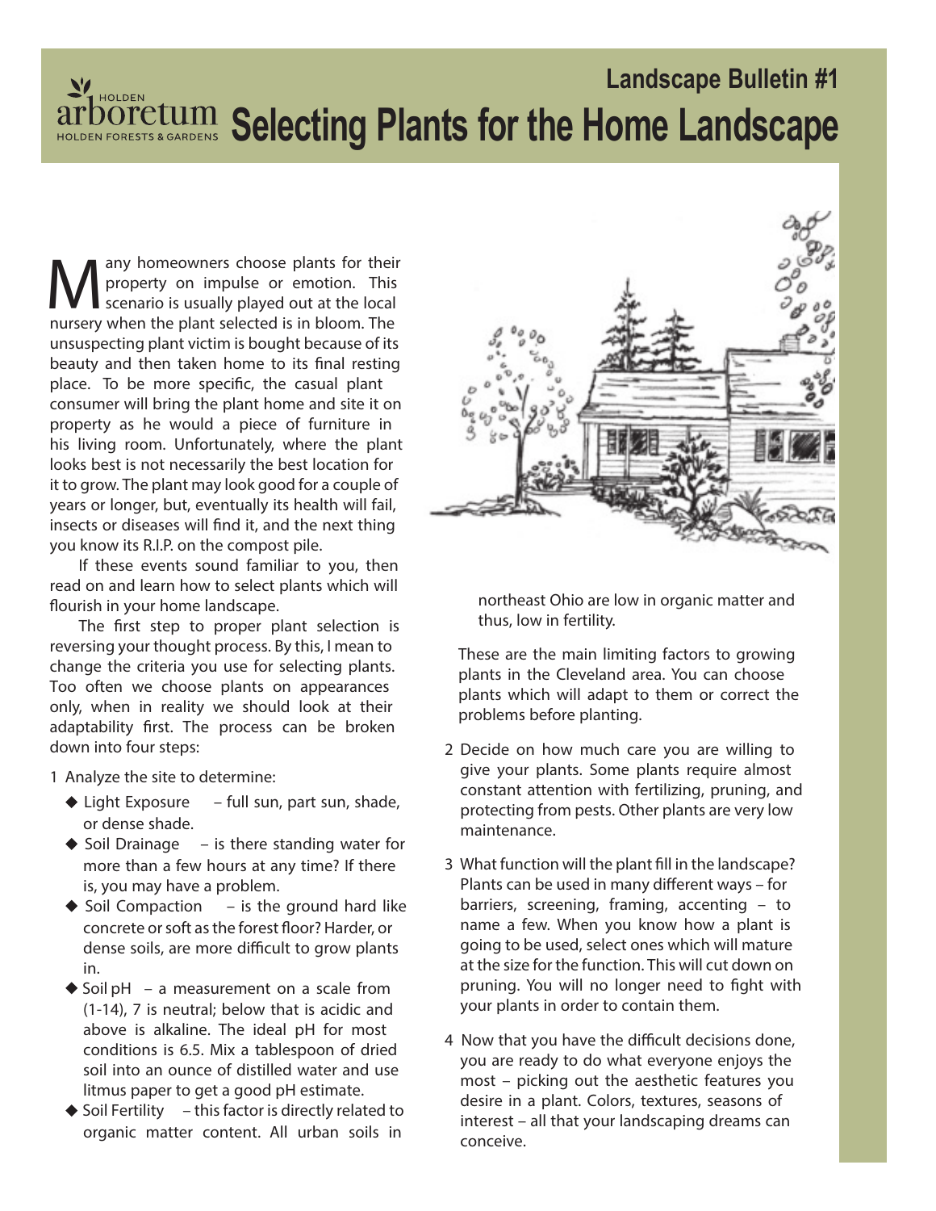# Landscape Bulletin #1

# Selecting Plants for the Home Landscape

Many homeowners choose plants for their property on impulse or emotion. This scenario is usually played out at the local nursery when the plant selected is in bloom. The unsuspecting plant victim is bought because of its beauty and then taken home to its final resting place. To be more specific, the casual plant consumer will bring the plant home and site it on property as he would a piece of furniture in his living room. Unfortunately, where the plant looks best is not necessarily the best location for it to grow. The plant may look good for a couple of years or longer, but, eventually its health will fail, insects or diseases will find it, and the next thing you know its R.I.P. on the compost pile.

If these events sound familiar to you, then read on and learn how to select plants which will flourish in your home landscape.

The first step to proper plant selection is reversing your thought process. By this, I mean to change the criteria you use for selecting plants. Too often we choose plants on appearances only, when in reality we should look at their adaptability first. The process can be broken down into four steps:

1. Analyze the site to determine:
   - Light Exposure – full sun, part sun, shade, or dense shade.
   - Soil Drainage – is there standing water for more than a few hours at any time? If there is, you may have a problem.
   - Soil Compaction – is the ground hard like concrete or soft as the forest floor? Harder, or dense soils, are more difficult to grow plants in.
   - Soil pH – a measurement on a scale from (1-14), 7 is neutral; below that is acidic and above is alkaline. The ideal pH for most conditions is 6.5. Mix a tablespoon of dried soil into an ounce of distilled water and use litmus paper to get a good pH estimate.
   - Soil Fertility – this factor is directly related to organic matter content. All urban soils in northeast Ohio are low in organic matter and thus, low in fertility.

   These are the main limiting factors to growing plants in the Cleveland area. You can choose plants which will adapt to them or correct the problems before planting.

2. Decide on how much care you are willing to give your plants. Some plants require almost constant attention with fertilizing, pruning, and protecting from pests. Other plants are very low maintenance.

3. What function will the plant fill in the landscape? Plants can be used in many different ways – for barriers, screening, framing, accenting – to name a few. When you know how a plant is going to be used, select ones which will mature at the size for the function. This will cut down on pruning. You will no longer need to fight with your plants in order to contain them.

4. Now that you have the difficult decisions done, you are ready to do what everyone enjoys the most – picking out the aesthetic features you desire in a plant. Colors, textures, seasons of interest – all that your landscaping dreams can conceive.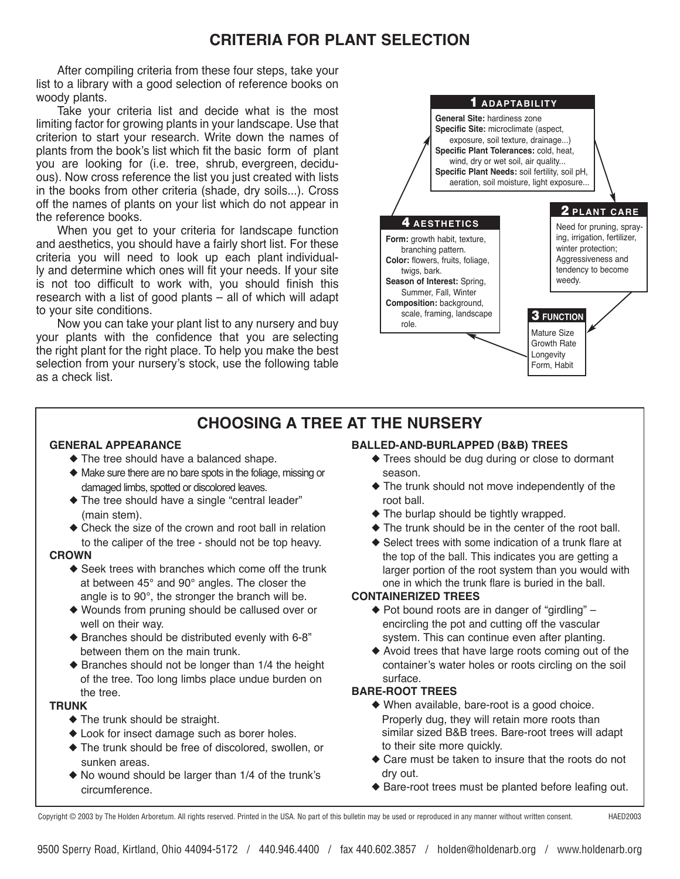# CRITERIA FOR PLANT SELECTION

After compiling criteria from these four steps, take your list to a library with a good selection of reference books on woody plants.

Take your criteria list and decide what is the most limiting factor for growing plants in your landscape. Use that criterion to start your research. Write down the names of plants from the book's list which fit the basic form of plant you are looking for (i.e. tree, shrub, evergreen, deciduous). Now cross reference the list you just created with lists in the books from other criteria (shade, dry soils...). Cross off the names of plants on your list which do not appear in the reference books.

When you get to your criteria for landscape function and aesthetics, you should have a fairly short list. For these criteria you will need to look up each plant individually and determine which ones will fit your needs. If your site is not too difficult to work with, you should finish this research with a list of good plants – all of which will adapt to your site conditions.

Now you can take your plant list to any nursery and buy your plants with the confidence that you are selecting the right plant for the right place. To help you make the best selection from your nursery's stock, use the following table as a check list.

**1 ADAPTABILITY**

**General Site:** hardiness zone
**Specific Site:** microclimate (aspect, exposure, soil texture, drainage...)
**Specific Plant Tolerances:** cold, heat, wind, dry or wet soil, air quality...
**Specific Plant Needs:** soil fertility, soil pH, aeration, soil moisture, light exposure...

**2 PLANT CARE**

Need for pruning, spraying, irrigation, fertilizer, winter protection; Aggressiveness and tendency to become weedy.

**3 FUNCTION**

Mature Size
Growth Rate
Longevity
Form, Habit

**4 AESTHETICS**

**Form:** growth habit, texture, branching pattern.
**Color:** flowers, fruits, foliage, twigs, bark.
**Season of Interest:** Spring, Summer, Fall, Winter
**Composition:** background, scale, framing, landscape role.

## CHOOSING A TREE AT THE NURSERY

### GENERAL APPEARANCE

- The tree should have a balanced shape.
- Make sure there are no bare spots in the foliage, missing or damaged limbs, spotted or discolored leaves.
- The tree should have a single "central leader" (main stem).
- Check the size of the crown and root ball in relation to the caliper of the tree - should not be top heavy.

### CROWN

- Seek trees with branches which come off the trunk at between 45° and 90° angles. The closer the angle is to 90°, the stronger the branch will be.
- Wounds from pruning should be callused over or well on their way.
- Branches should be distributed evenly with 6-8" between them on the main trunk.
- Branches should not be longer than 1/4 the height of the tree. Too long limbs place undue burden on the tree.

### TRUNK

- The trunk should be straight.
- Look for insect damage such as borer holes.
- The trunk should be free of discolored, swollen, or sunken areas.
- No wound should be larger than 1/4 of the trunk's circumference.

### BALLED-AND-BURLAPPED (B&B) TREES

- Trees should be dug during or close to dormant season.
- The trunk should not move independently of the root ball.
- The burlap should be tightly wrapped.
- The trunk should be in the center of the root ball.
- Select trees with some indication of a trunk flare at the top of the ball. This indicates you are getting a larger portion of the root system than you would with one in which the trunk flare is buried in the ball.

### CONTAINERIZED TREES

- Pot bound roots are in danger of "girdling" – encircling the pot and cutting off the vascular system. This can continue even after planting.
- Avoid trees that have large roots coming out of the container's water holes or roots circling on the soil surface.

### BARE-ROOT TREES

- When available, bare-root is a good choice. Properly dug, they will retain more roots than similar sized B&B trees. Bare-root trees will adapt to their site more quickly.
- Care must be taken to insure that the roots do not dry out.
- Bare-root trees must be planted before leafing out.

Copyright © 2003 by The Holden Arboretum. All rights reserved. Printed in the USA. No part of this bulletin may be used or reproduced in any manner without written consent. HAED2003

9500 Sperry Road, Kirtland, Ohio 44094-5172 / 440.946.4400 / fax 440.602.3857 / holden@holdenarb.org / www.holdenarb.org